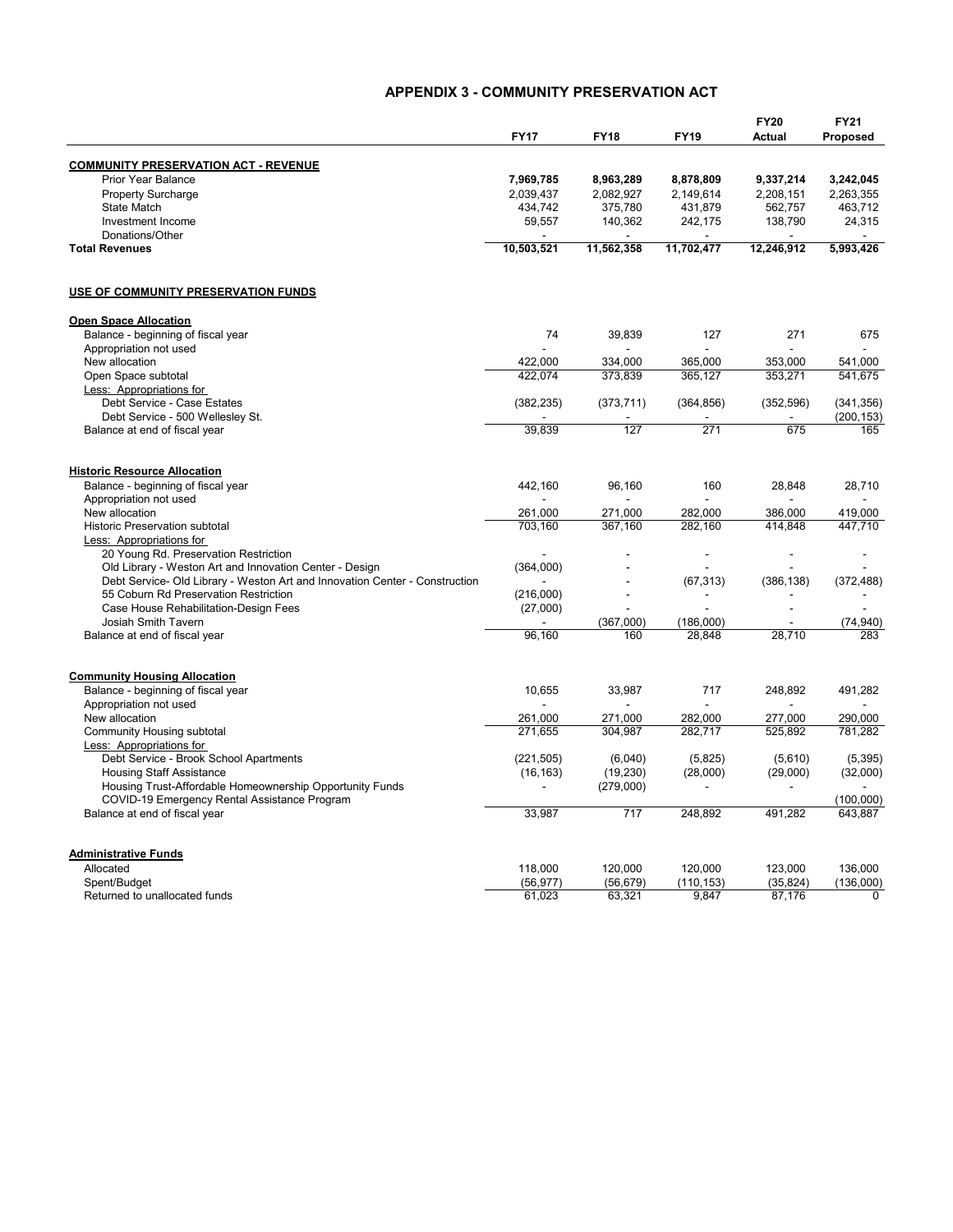# APPENDIX 3 - COMMUNITY PRESERVATION ACT

| | FY17 | FY18 | FY19 | FY20 Actual | FY21 Proposed |
|---|---|---|---|---|---|
| **COMMUNITY PRESERVATION ACT - REVENUE** | | | | | |
| Prior Year Balance | **7,969,785** | **8,963,289** | **8,878,809** | **9,337,214** | **3,242,045** |
| Property Surcharge | 2,039,437 | 2,082,927 | 2,149,614 | 2,208,151 | 2,263,355 |
| State Match | 434,742 | 375,780 | 431,879 | 562,757 | 463,712 |
| Investment Income | 59,557 | 140,362 | 242,175 | 138,790 | 24,315 |
| Donations/Other | - | - | - | - | - |
| **Total Revenues** | **10,503,521** | **11,562,358** | **11,702,477** | **12,246,912** | **5,993,426** |
| | | | | | |
| **USE OF COMMUNITY PRESERVATION FUNDS** | | | | | |
| | | | | | |
| **Open Space Allocation** | | | | | |
| Balance - beginning of fiscal year | 74 | 39,839 | 127 | 271 | 675 |
| Appropriation not used | - | - | - | - | - |
| New allocation | 422,000 | 334,000 | 365,000 | 353,000 | 541,000 |
| Open Space subtotal | 422,074 | 373,839 | 365,127 | 353,271 | 541,675 |
| Less: Appropriations for | | | | | |
| Debt Service - Case Estates | (382,235) | (373,711) | (364,856) | (352,596) | (341,356) |
| Debt Service - 500 Wellesley St. | - | - | - | - | (200,153) |
| Balance at end of fiscal year | 39,839 | 127 | 271 | 675 | 165 |
| | | | | | |
| **Historic Resource Allocation** | | | | | |
| Balance - beginning of fiscal year | 442,160 | 96,160 | 160 | 28,848 | 28,710 |
| Appropriation not used | - | - | - | - | - |
| New allocation | 261,000 | 271,000 | 282,000 | 386,000 | 419,000 |
| Historic Preservation subtotal | 703,160 | 367,160 | 282,160 | 414,848 | 447,710 |
| Less: Appropriations for | | | | | |
| 20 Young Rd. Preservation Restriction | - | - | - | - | - |
| Old Library - Weston Art and Innovation Center - Design | (364,000) | - | - | - | - |
| Debt Service- Old Library - Weston Art and Innovation Center - Construction | - | - | (67,313) | (386,138) | (372,488) |
| 55 Coburn Rd Preservation Restriction | (216,000) | - | - | - | - |
| Case House Rehabilitation-Design Fees | (27,000) | - | - | - | - |
| Josiah Smith Tavern | - | (367,000) | (186,000) | - | (74,940) |
| Balance at end of fiscal year | 96,160 | 160 | 28,848 | 28,710 | 283 |
| | | | | | |
| **Community Housing Allocation** | | | | | |
| Balance - beginning of fiscal year | 10,655 | 33,987 | 717 | 248,892 | 491,282 |
| Appropriation not used | - | - | - | - | - |
| New allocation | 261,000 | 271,000 | 282,000 | 277,000 | 290,000 |
| Community Housing subtotal | 271,655 | 304,987 | 282,717 | 525,892 | 781,282 |
| Less: Appropriations for | | | | | |
| Debt Service - Brook School Apartments | (221,505) | (6,040) | (5,825) | (5,610) | (5,395) |
| Housing Staff Assistance | (16,163) | (19,230) | (28,000) | (29,000) | (32,000) |
| Housing Trust-Affordable Homeownership Opportunity Funds | - | (279,000) | - | - | - |
| COVID-19 Emergency Rental Assistance Program | | | | | (100,000) |
| Balance at end of fiscal year | 33,987 | 717 | 248,892 | 491,282 | 643,887 |
| | | | | | |
| **Administrative Funds** | | | | | |
| Allocated | 118,000 | 120,000 | 120,000 | 123,000 | 136,000 |
| Spent/Budget | (56,977) | (56,679) | (110,153) | (35,824) | (136,000) |
| Returned to unallocated funds | 61,023 | 63,321 | 9,847 | 87,176 | 0 |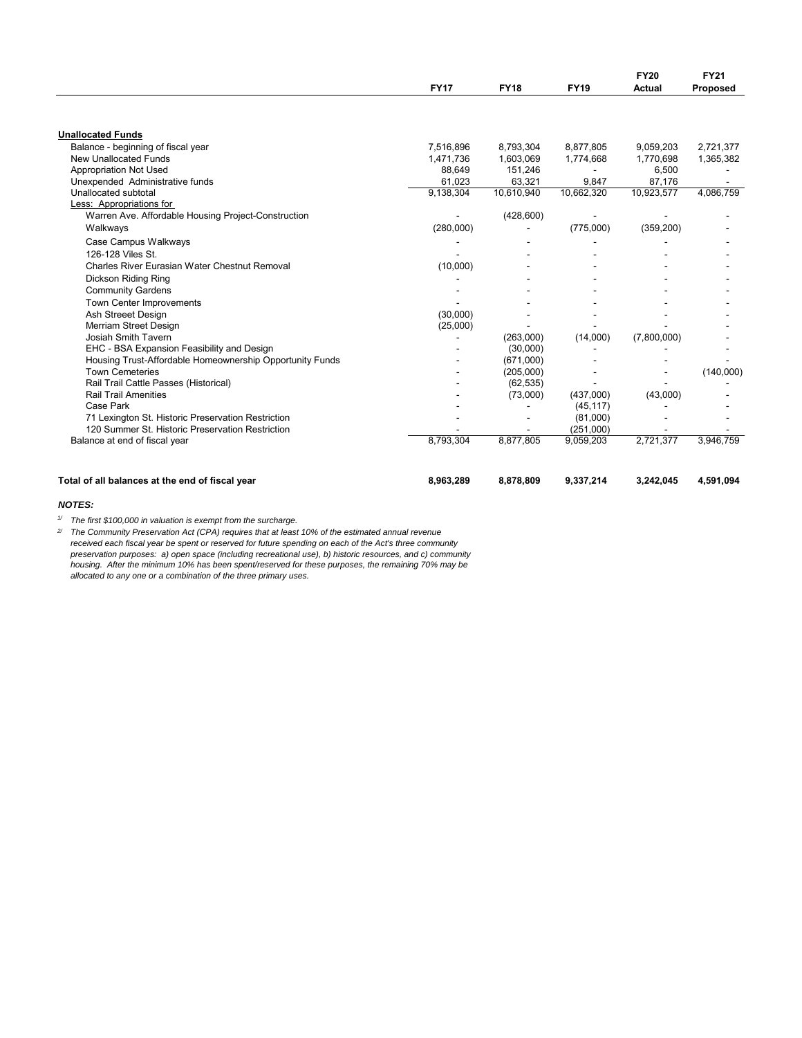| | FY17 | FY18 | FY19 | FY20 Actual | FY21 Proposed |
|---|---|---|---|---|---|
| **Unallocated Funds** | | | | | |
| Balance - beginning of fiscal year | 7,516,896 | 8,793,304 | 8,877,805 | 9,059,203 | 2,721,377 |
| New Unallocated Funds | 1,471,736 | 1,603,069 | 1,774,668 | 1,770,698 | 1,365,382 |
| Appropriation Not Used | 88,649 | 151,246 | - | 6,500 | - |
| Unexpended Administrative funds | 61,023 | 63,321 | 9,847 | 87,176 | - |
| Unallocated subtotal | 9,138,304 | 10,610,940 | 10,662,320 | 10,923,577 | 4,086,759 |
| Less: Appropriations for | | | | | |
| Warren Ave. Affordable Housing Project-Construction | - | (428,600) | - | - | - |
| Walkways | (280,000) | - | (775,000) | (359,200) | - |
| Case Campus Walkways | - | - | - | - | - |
| 126-128 Viles St. | - | - | - | - | - |
| Charles River Eurasian Water Chestnut Removal | (10,000) | - | - | - | - |
| Dickson Riding Ring | - | - | - | - | - |
| Community Gardens | - | - | - | - | - |
| Town Center Improvements | - | - | - | - | - |
| Ash Streeet Design | (30,000) | - | - | - | - |
| Merriam Street Design | (25,000) | - | - | - | - |
| Josiah Smith Tavern | - | (263,000) | (14,000) | (7,800,000) | - |
| EHC - BSA Expansion Feasibility and Design | - | (30,000) | - | - | - |
| Housing Trust-Affordable Homeownership Opportunity Funds | - | (671,000) | - | - | - |
| Town Cemeteries | - | (205,000) | - | - | (140,000) |
| Rail Trail Cattle Passes (Historical) | - | (62,535) | - | - | - |
| Rail Trail Amenities | - | (73,000) | (437,000) | (43,000) | - |
| Case Park | - | - | (45,117) | - | - |
| 71 Lexington St. Historic Preservation Restriction | - | - | (81,000) | - | - |
| 120 Summer St. Historic Preservation Restriction | - | - | (251,000) | - | - |
| Balance at end of fiscal year | 8,793,304 | 8,877,805 | 9,059,203 | 2,721,377 | 3,946,759 |
| **Total of all balances at the end of fiscal year** | **8,963,289** | **8,878,809** | **9,337,214** | **3,242,045** | **4,591,094** |

***NOTES:***

*[1/] The first $100,000 in valuation is exempt from the surcharge.*

*[2/] The Community Preservation Act (CPA) requires that at least 10% of the estimated annual revenue received each fiscal year be spent or reserved for future spending on each of the Act's three community preservation purposes: a) open space (including recreational use), b) historic resources, and c) community housing. After the minimum 10% has been spent/reserved for these purposes, the remaining 70% may be allocated to any one or a combination of the three primary uses.*